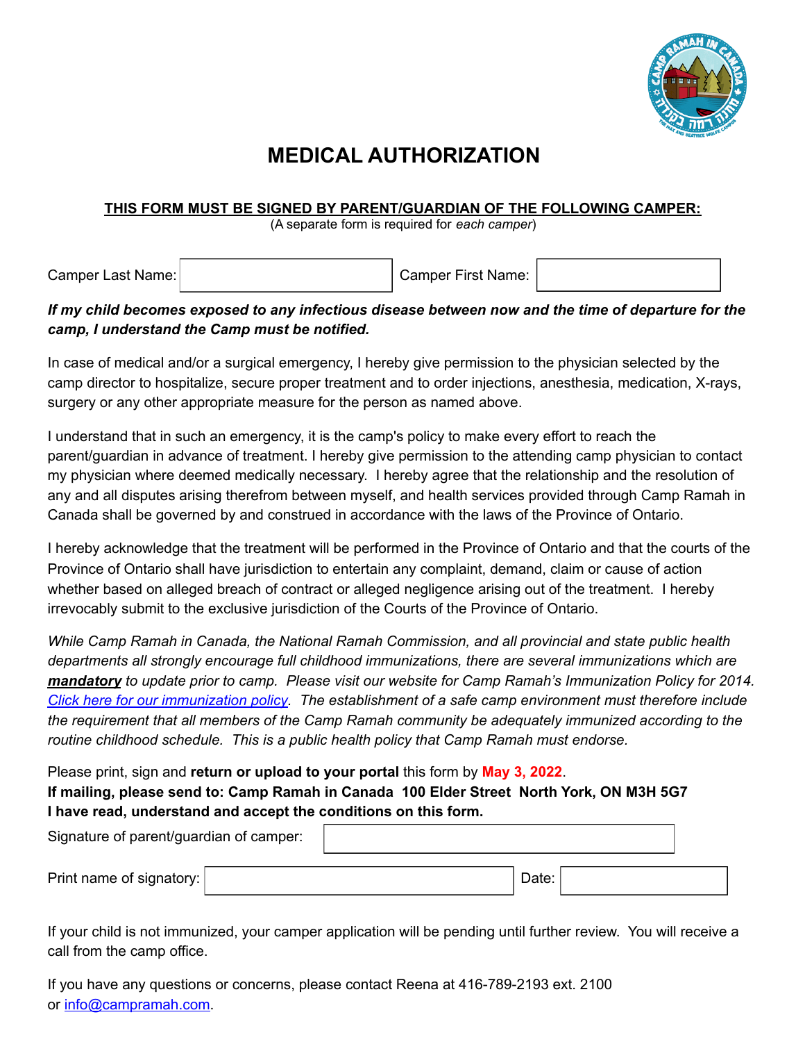# MEDICAL AUTHORIZATION

**THIS FORM MUST BE SIGNED BY PARENT/GUARDIAN OF THE FOLLOWING CAMPER:**
(A separate form is required for *each camper*)

Camper Last Name: ____________ Camper First Name: ____________

***If my child becomes exposed to any infectious disease between now and the time of departure for the camp, I understand the Camp must be notified.***

In case of medical and/or a surgical emergency, I hereby give permission to the physician selected by the camp director to hospitalize, secure proper treatment and to order injections, anesthesia, medication, X-rays, surgery or any other appropriate measure for the person as named above.

I understand that in such an emergency, it is the camp's policy to make every effort to reach the parent/guardian in advance of treatment. I hereby give permission to the attending camp physician to contact my physician where deemed medically necessary. I hereby agree that the relationship and the resolution of any and all disputes arising therefrom between myself, and health services provided through Camp Ramah in Canada shall be governed by and construed in accordance with the laws of the Province of Ontario.

I hereby acknowledge that the treatment will be performed in the Province of Ontario and that the courts of the Province of Ontario shall have jurisdiction to entertain any complaint, demand, claim or cause of action whether based on alleged breach of contract or alleged negligence arising out of the treatment. I hereby irrevocably submit to the exclusive jurisdiction of the Courts of the Province of Ontario.

*While Camp Ramah in Canada, the National Ramah Commission, and all provincial and state public health departments all strongly encourage full childhood immunizations, there are several immunizations which are* ***mandatory*** *to update prior to camp. Please visit our website for Camp Ramah's Immunization Policy for 2014. Click here for our immunization policy. The establishment of a safe camp environment must therefore include the requirement that all members of the Camp Ramah community be adequately immunized according to the routine childhood schedule. This is a public health policy that Camp Ramah must endorse.*

Please print, sign and **return or upload to your portal** this form by **May 3, 2022**.
**If mailing, please send to: Camp Ramah in Canada 100 Elder Street North York, ON M3H 5G7**
**I have read, understand and accept the conditions on this form.**

Signature of parent/guardian of camper: ____________

Print name of signatory: ____________ Date: ____________

If your child is not immunized, your camper application will be pending until further review. You will receive a call from the camp office.

If you have any questions or concerns, please contact Reena at 416-789-2193 ext. 2100 or info@campramah.com.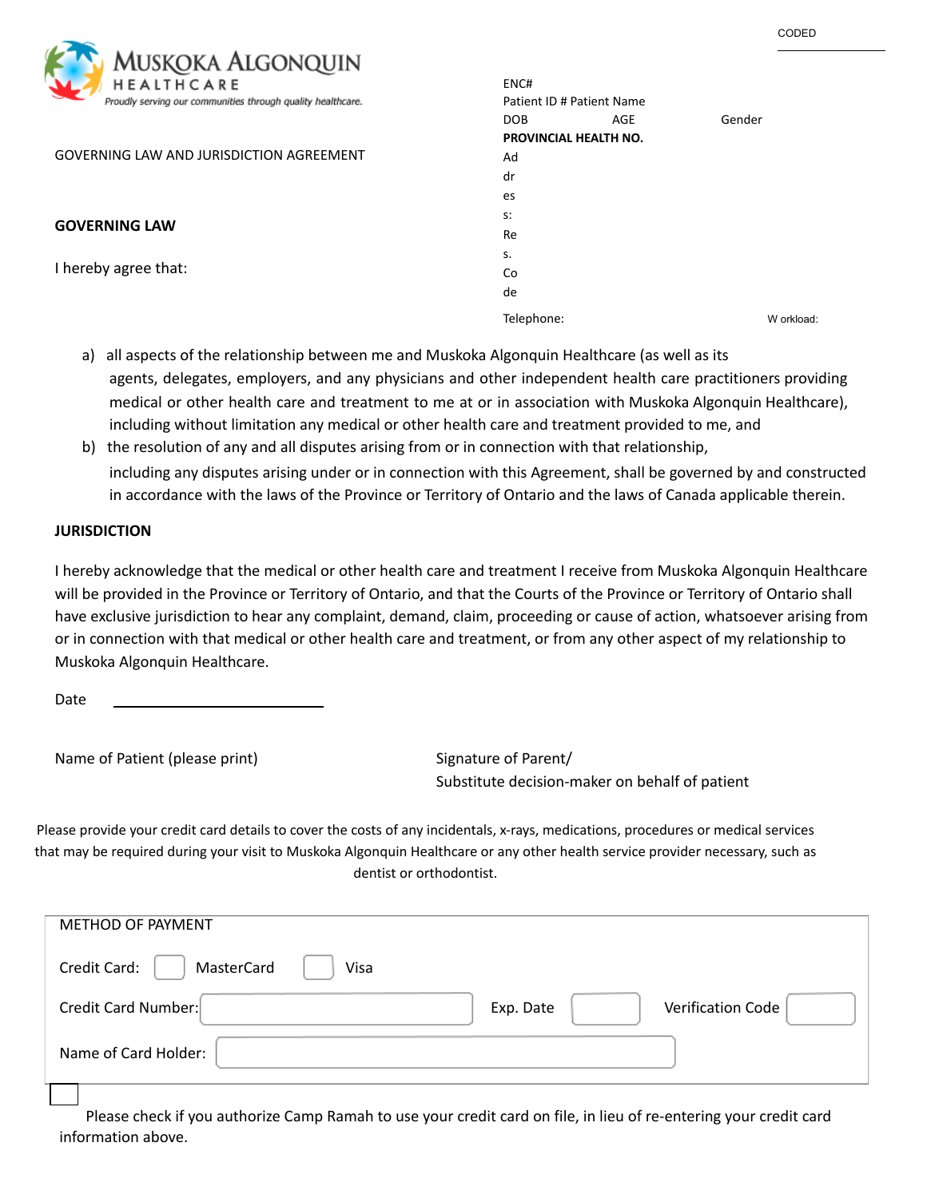CODED

**MUSKOKA ALGONQUIN HEALTHCARE**
*Proudly serving our communities through quality healthcare.*

ENC#
Patient ID # Patient Name
DOB AGE Gender
**PROVINCIAL HEALTH NO.**
Address:
Res. Code
Telephone: Workload:

GOVERNING LAW AND JURISDICTION AGREEMENT

## GOVERNING LAW

I hereby agree that:

a) all aspects of the relationship between me and Muskoka Algonquin Healthcare (as well as its agents, delegates, employers, and any physicians and other independent health care practitioners providing medical or other health care and treatment to me at or in association with Muskoka Algonquin Healthcare), including without limitation any medical or other health care and treatment provided to me, and
b) the resolution of any and all disputes arising from or in connection with that relationship,

including any disputes arising under or in connection with this Agreement, shall be governed by and constructed in accordance with the laws of the Province or Territory of Ontario and the laws of Canada applicable therein.

## JURISDICTION

I hereby acknowledge that the medical or other health care and treatment I receive from Muskoka Algonquin Healthcare will be provided in the Province or Territory of Ontario, and that the Courts of the Province or Territory of Ontario shall have exclusive jurisdiction to hear any complaint, demand, claim, proceeding or cause of action, whatsoever arising from or in connection with that medical or other health care and treatment, or from any other aspect of my relationship to Muskoka Algonquin Healthcare.

Date ____________________

Name of Patient (please print)

Signature of Parent/
Substitute decision-maker on behalf of patient

Please provide your credit card details to cover the costs of any incidentals, x-rays, medications, procedures or medical services that may be required during your visit to Muskoka Algonquin Healthcare or any other health service provider necessary, such as dentist or orthodontist.

METHOD OF PAYMENT

Credit Card: ☐ MasterCard ☐ Visa

Credit Card Number: ____________ Exp. Date ______ Verification Code ______

Name of Card Holder: ____________

☐ Please check if you authorize Camp Ramah to use your credit card on file, in lieu of re-entering your credit card information above.